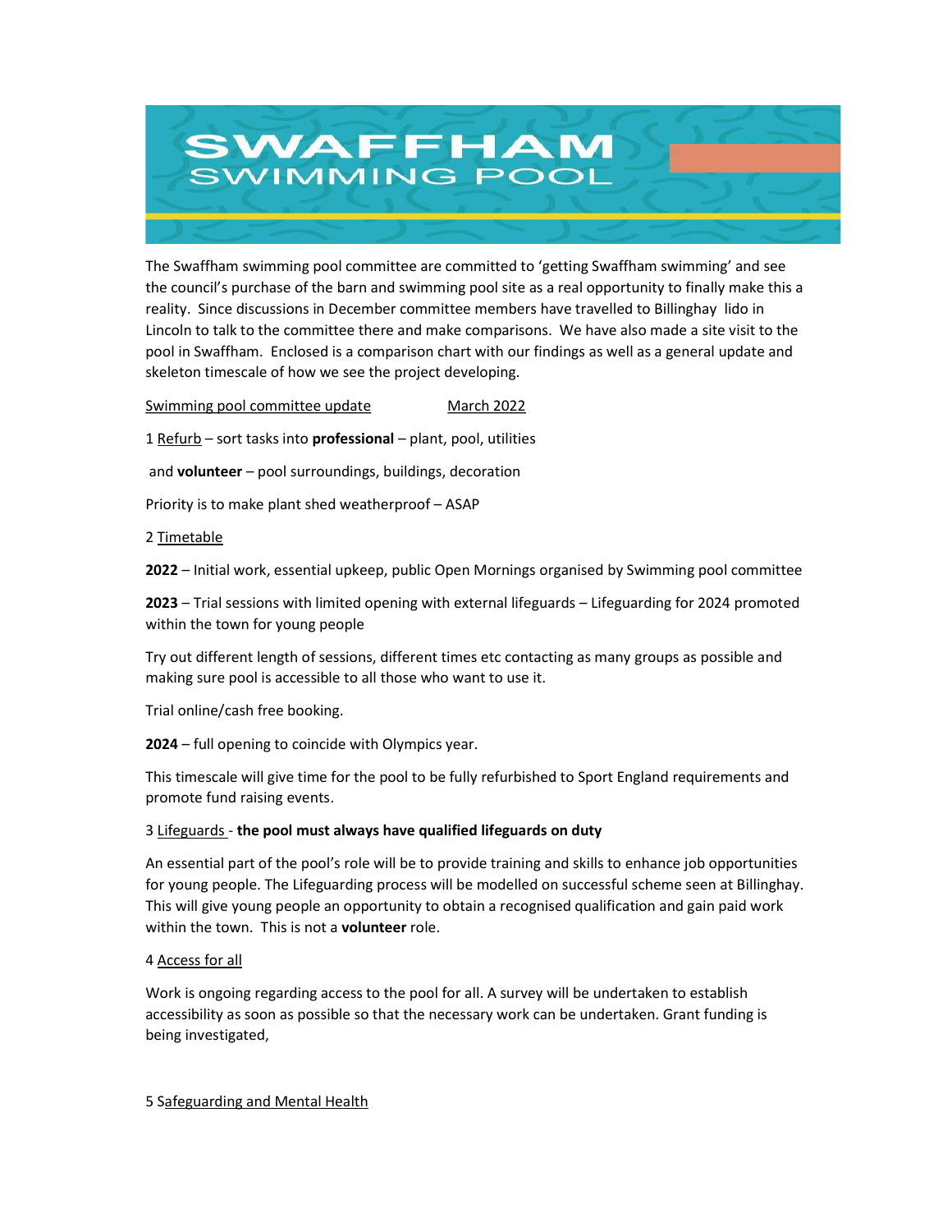# SWAFFHAM SWIMMING POOL

The Swaffham swimming pool committee are committed to 'getting Swaffham swimming' and see the council's purchase of the barn and swimming pool site as a real opportunity to finally make this a reality. Since discussions in December committee members have travelled to Billinghay lido in Lincoln to talk to the committee there and make comparisons. We have also made a site visit to the pool in Swaffham. Enclosed is a comparison chart with our findings as well as a general update and skeleton timescale of how we see the project developing.

Swimming pool committee update March 2022

1 Refurb – sort tasks into **professional** – plant, pool, utilities

and **volunteer** – pool surroundings, buildings, decoration

Priority is to make plant shed weatherproof – ASAP

2 Timetable

**2022** – Initial work, essential upkeep, public Open Mornings organised by Swimming pool committee

**2023** – Trial sessions with limited opening with external lifeguards – Lifeguarding for 2024 promoted within the town for young people

Try out different length of sessions, different times etc contacting as many groups as possible and making sure pool is accessible to all those who want to use it.

Trial online/cash free booking.

**2024** – full opening to coincide with Olympics year.

This timescale will give time for the pool to be fully refurbished to Sport England requirements and promote fund raising events.

3 Lifeguards - **the pool must always have qualified lifeguards on duty**

An essential part of the pool's role will be to provide training and skills to enhance job opportunities for young people. The Lifeguarding process will be modelled on successful scheme seen at Billinghay. This will give young people an opportunity to obtain a recognised qualification and gain paid work within the town. This is not a **volunteer** role.

4 Access for all

Work is ongoing regarding access to the pool for all. A survey will be undertaken to establish accessibility as soon as possible so that the necessary work can be undertaken. Grant funding is being investigated,

5 Safeguarding and Mental Health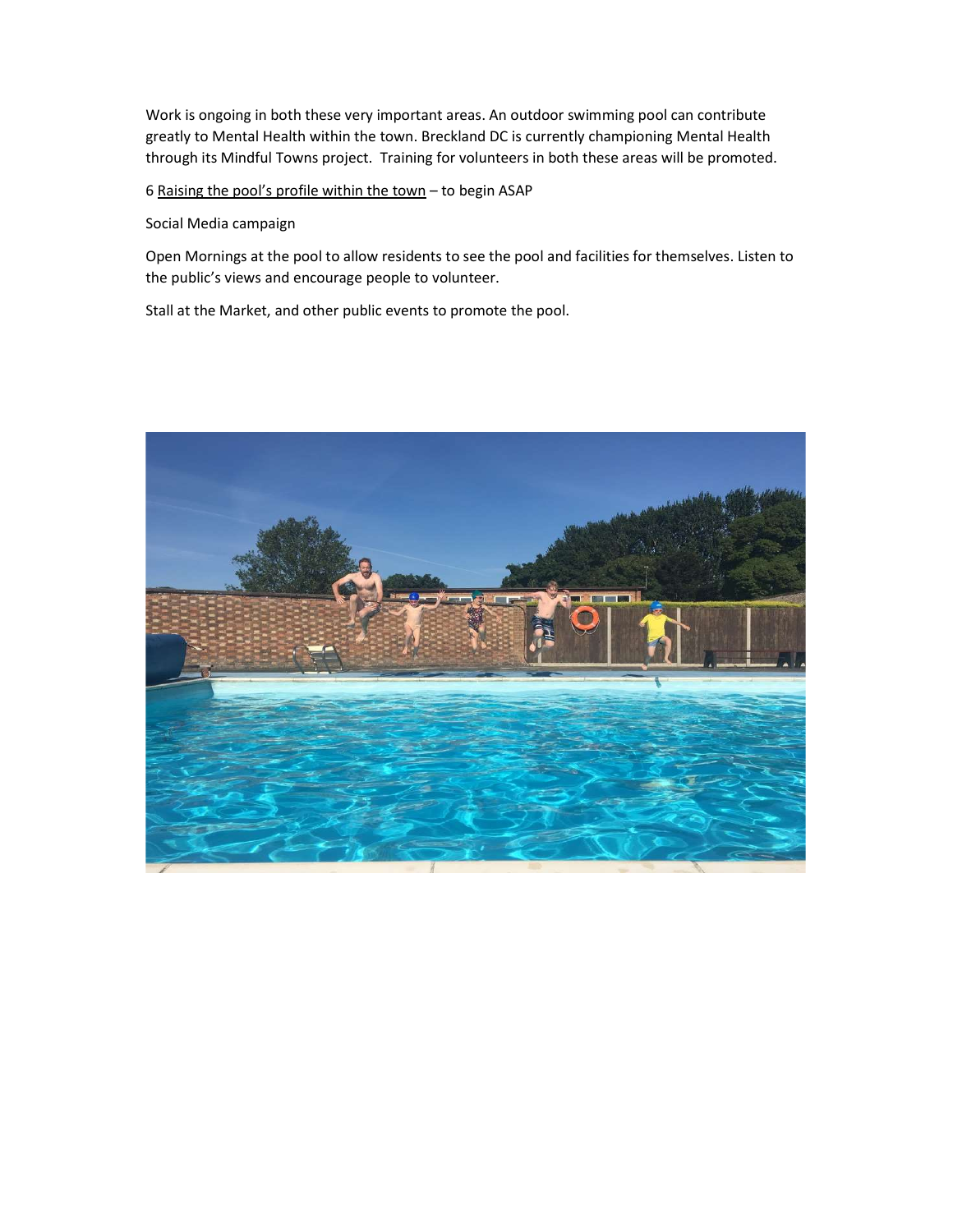Work is ongoing in both these very important areas. An outdoor swimming pool can contribute greatly to Mental Health within the town. Breckland DC is currently championing Mental Health through its Mindful Towns project. Training for volunteers in both these areas will be promoted.

6 Raising the pool's profile within the town – to begin ASAP

Social Media campaign

Open Mornings at the pool to allow residents to see the pool and facilities for themselves. Listen to the public's views and encourage people to volunteer.

Stall at the Market, and other public events to promote the pool.